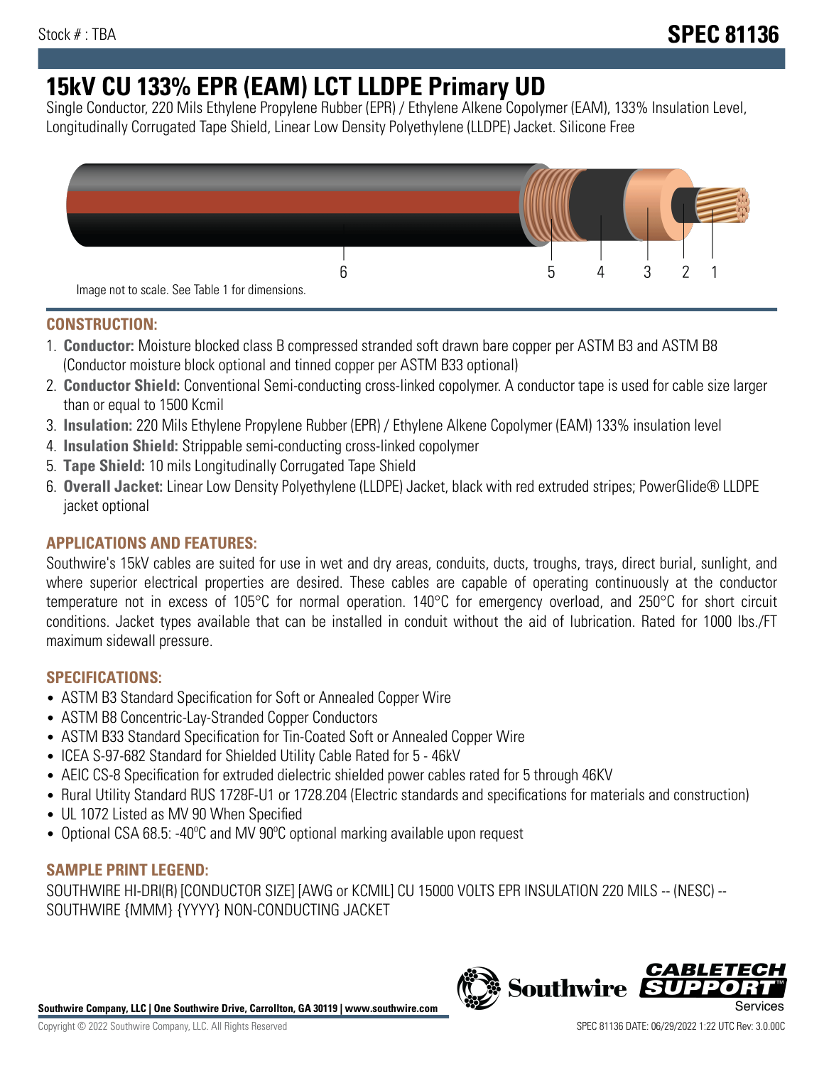Stock # : TBA

# SPEC 81136

# 15kV CU 133% EPR (EAM) LCT LLDPE Primary UD

Single Conductor, 220 Mils Ethylene Propylene Rubber (EPR) / Ethylene Alkene Copolymer (EAM), 133% Insulation Level, Longitudinally Corrugated Tape Shield, Linear Low Density Polyethylene (LLDPE) Jacket. Silicone Free

6 5 4 3 2 1

Image not to scale. See Table 1 for dimensions.

## CONSTRUCTION:

1. **Conductor:** Moisture blocked class B compressed stranded soft drawn bare copper per ASTM B3 and ASTM B8 (Conductor moisture block optional and tinned copper per ASTM B33 optional)
2. **Conductor Shield:** Conventional Semi-conducting cross-linked copolymer. A conductor tape is used for cable size larger than or equal to 1500 Kcmil
3. **Insulation:** 220 Mils Ethylene Propylene Rubber (EPR) / Ethylene Alkene Copolymer (EAM) 133% insulation level
4. **Insulation Shield:** Strippable semi-conducting cross-linked copolymer
5. **Tape Shield:** 10 mils Longitudinally Corrugated Tape Shield
6. **Overall Jacket:** Linear Low Density Polyethylene (LLDPE) Jacket, black with red extruded stripes; PowerGlide® LLDPE jacket optional

## APPLICATIONS AND FEATURES:

Southwire's 15kV cables are suited for use in wet and dry areas, conduits, ducts, troughs, trays, direct burial, sunlight, and where superior electrical properties are desired. These cables are capable of operating continuously at the conductor temperature not in excess of 105°C for normal operation. 140°C for emergency overload, and 250°C for short circuit conditions. Jacket types available that can be installed in conduit without the aid of lubrication. Rated for 1000 lbs./FT maximum sidewall pressure.

## SPECIFICATIONS:

- ASTM B3 Standard Specification for Soft or Annealed Copper Wire
- ASTM B8 Concentric-Lay-Stranded Copper Conductors
- ASTM B33 Standard Specification for Tin-Coated Soft or Annealed Copper Wire
- ICEA S-97-682 Standard for Shielded Utility Cable Rated for 5 - 46kV
- AEIC CS-8 Specification for extruded dielectric shielded power cables rated for 5 through 46KV
- Rural Utility Standard RUS 1728F-U1 or 1728.204 (Electric standards and specifications for materials and construction)
- UL 1072 Listed as MV 90 When Specified
- Optional CSA 68.5: -40ºC and MV 90ºC optional marking available upon request

## SAMPLE PRINT LEGEND:

SOUTHWIRE HI-DRI(R) [CONDUCTOR SIZE] [AWG or KCMIL] CU 15000 VOLTS EPR INSULATION 220 MILS -- (NESC) -- SOUTHWIRE {MMM} {YYYY} NON-CONDUCTING JACKET

**Southwire Company, LLC | One Southwire Drive, Carrollton, GA 30119 | www.southwire.com**

Copyright © 2022 Southwire Company, LLC. All Rights Reserved

SPEC 81136 DATE: 06/29/2022 1:22 UTC Rev: 3.0.00C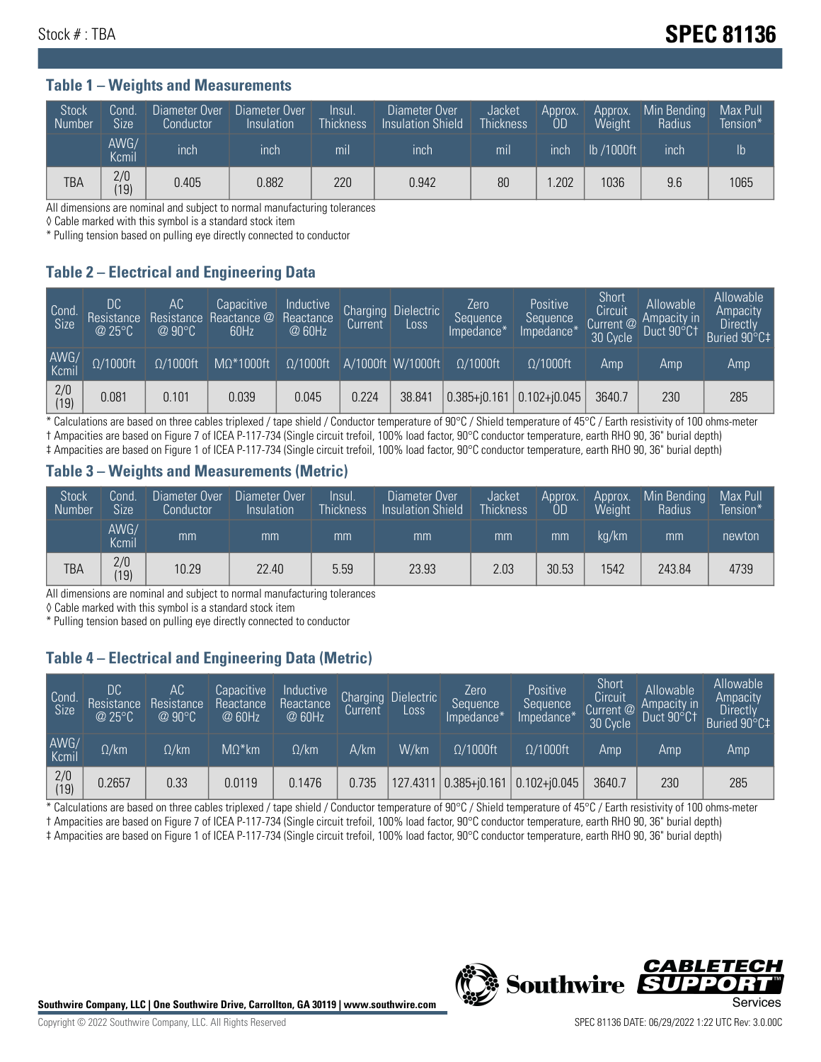Stock # : TBA

# SPEC 81136

## Table 1 – Weights and Measurements

| Stock Number | Cond. Size | Diameter Over Conductor | Diameter Over Insulation | Insul. Thickness | Diameter Over Insulation Shield | Jacket Thickness | Approx. OD | Approx. Weight | Min Bending Radius | Max Pull Tension* |
|---|---|---|---|---|---|---|---|---|---|---|
| | AWG/ Kcmil | inch | inch | mil | inch | mil | inch | lb /1000ft | inch | lb |
| TBA | 2/0 (19) | 0.405 | 0.882 | 220 | 0.942 | 80 | 1.202 | 1036 | 9.6 | 1065 |

All dimensions are nominal and subject to normal manufacturing tolerances

◊ Cable marked with this symbol is a standard stock item

* Pulling tension based on pulling eye directly connected to conductor

## Table 2 – Electrical and Engineering Data

| Cond. Size | DC Resistance @ 25°C | AC Resistance @ 90°C | Capacitive Reactance @ 60Hz | Inductive Reactance @ 60Hz | Charging Current | Dielectric Loss | Zero Sequence Impedance* | Positive Sequence Impedance* | Short Circuit Current @ 30 Cycle | Allowable Ampacity in Duct 90°C† | Allowable Ampacity Directly Buried 90°C‡ |
|---|---|---|---|---|---|---|---|---|---|---|---|
| AWG/ Kcmil | Ω/1000ft | Ω/1000ft | MΩ*1000ft | Ω/1000ft | A/1000ft | W/1000ft | Ω/1000ft | Ω/1000ft | Amp | Amp | Amp |
| 2/0 (19) | 0.081 | 0.101 | 0.039 | 0.045 | 0.224 | 38.841 | 0.385+j0.161 | 0.102+j0.045 | 3640.7 | 230 | 285 |

* Calculations are based on three cables triplexed / tape shield / Conductor temperature of 90°C / Shield temperature of 45°C / Earth resistivity of 100 ohms-meter

† Ampacities are based on Figure 7 of ICEA P-117-734 (Single circuit trefoil, 100% load factor, 90°C conductor temperature, earth RHO 90, 36" burial depth)

‡ Ampacities are based on Figure 1 of ICEA P-117-734 (Single circuit trefoil, 100% load factor, 90°C conductor temperature, earth RHO 90, 36" burial depth)

## Table 3 – Weights and Measurements (Metric)

| Stock Number | Cond. Size | Diameter Over Conductor | Diameter Over Insulation | Insul. Thickness | Diameter Over Insulation Shield | Jacket Thickness | Approx. OD | Approx. Weight | Min Bending Radius | Max Pull Tension* |
|---|---|---|---|---|---|---|---|---|---|---|
| | AWG/ Kcmil | mm | mm | mm | mm | mm | mm | kg/km | mm | newton |
| TBA | 2/0 (19) | 10.29 | 22.40 | 5.59 | 23.93 | 2.03 | 30.53 | 1542 | 243.84 | 4739 |

All dimensions are nominal and subject to normal manufacturing tolerances

◊ Cable marked with this symbol is a standard stock item

* Pulling tension based on pulling eye directly connected to conductor

## Table 4 – Electrical and Engineering Data (Metric)

| Cond. Size | DC Resistance @ 25°C | AC Resistance @ 90°C | Capacitive Reactance @ 60Hz | Inductive Reactance @ 60Hz | Charging Current | Dielectric Loss | Zero Sequence Impedance* | Positive Sequence Impedance* | Short Circuit Current @ 30 Cycle | Allowable Ampacity in Duct 90°C† | Allowable Ampacity Directly Buried 90°C‡ |
|---|---|---|---|---|---|---|---|---|---|---|---|
| AWG/ Kcmil | Ω/km | Ω/km | MΩ*km | Ω/km | A/km | W/km | Ω/1000ft | Ω/1000ft | Amp | Amp | Amp |
| 2/0 (19) | 0.2657 | 0.33 | 0.0119 | 0.1476 | 0.735 | 127.4311 | 0.385+j0.161 | 0.102+j0.045 | 3640.7 | 230 | 285 |

* Calculations are based on three cables triplexed / tape shield / Conductor temperature of 90°C / Shield temperature of 45°C / Earth resistivity of 100 ohms-meter

† Ampacities are based on Figure 7 of ICEA P-117-734 (Single circuit trefoil, 100% load factor, 90°C conductor temperature, earth RHO 90, 36" burial depth)

‡ Ampacities are based on Figure 1 of ICEA P-117-734 (Single circuit trefoil, 100% load factor, 90°C conductor temperature, earth RHO 90, 36" burial depth)

**Southwire Company, LLC | One Southwire Drive, Carrollton, GA 30119 | www.southwire.com**

Copyright © 2022 Southwire Company, LLC. All Rights Reserved

SPEC 81136 DATE: 06/29/2022 1:22 UTC Rev: 3.0.00C